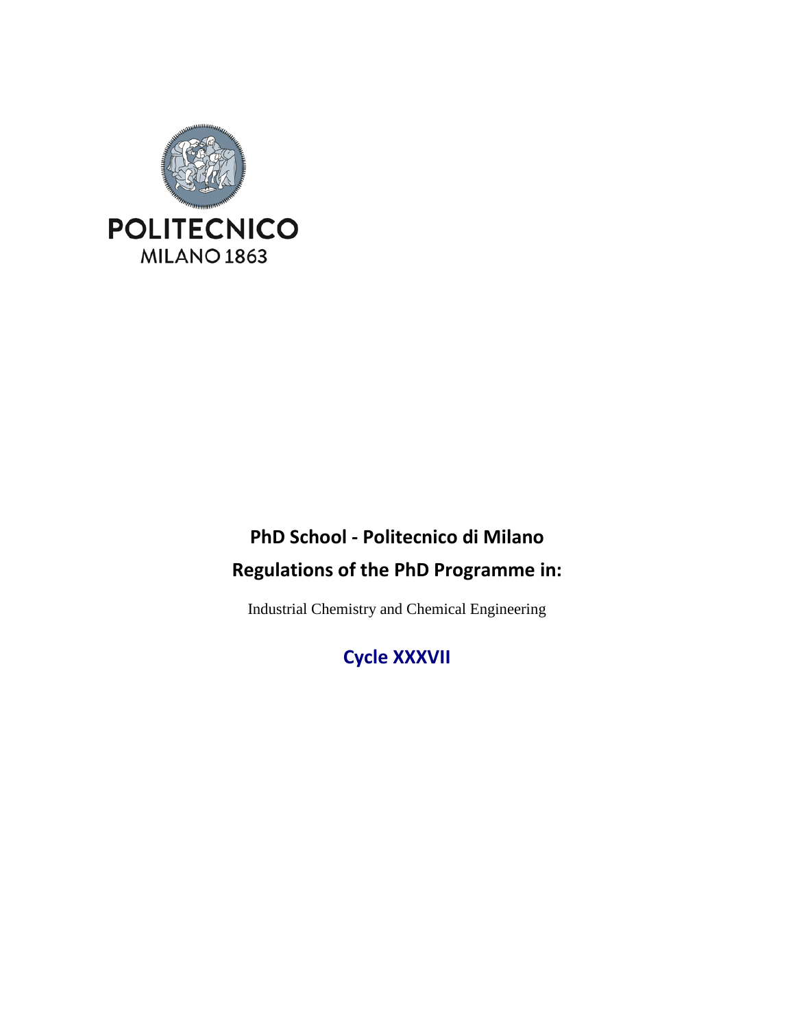POLITECNICO
MILANO 1863

# PhD School - Politecnico di Milano

# Regulations of the PhD Programme in:

Industrial Chemistry and Chemical Engineering

## Cycle XXXVII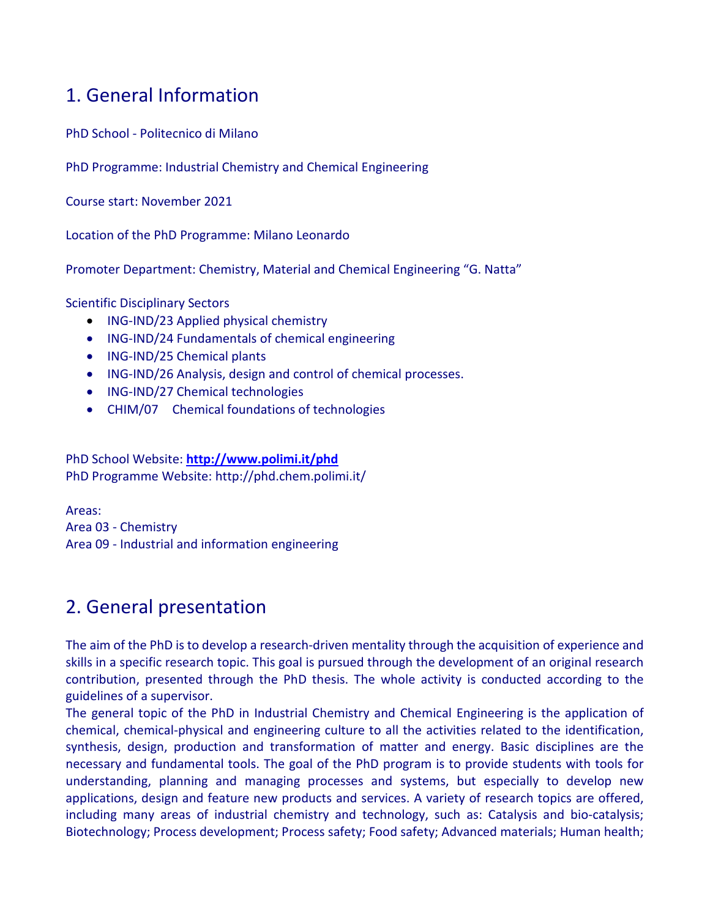## 1. General Information

PhD School - Politecnico di Milano

PhD Programme: Industrial Chemistry and Chemical Engineering

Course start: November 2021

Location of the PhD Programme: Milano Leonardo

Promoter Department: Chemistry, Material and Chemical Engineering "G. Natta"

Scientific Disciplinary Sectors

- ING-IND/23 Applied physical chemistry
- ING-IND/24 Fundamentals of chemical engineering
- ING-IND/25 Chemical plants
- ING-IND/26 Analysis, design and control of chemical processes.
- ING-IND/27 Chemical technologies
- CHIM/07 Chemical foundations of technologies

PhD School Website: **http://www.polimi.it/phd**
PhD Programme Website: http://phd.chem.polimi.it/

Areas:
Area 03 - Chemistry
Area 09 - Industrial and information engineering

## 2. General presentation

The aim of the PhD is to develop a research-driven mentality through the acquisition of experience and skills in a specific research topic. This goal is pursued through the development of an original research contribution, presented through the PhD thesis. The whole activity is conducted according to the guidelines of a supervisor.
The general topic of the PhD in Industrial Chemistry and Chemical Engineering is the application of chemical, chemical-physical and engineering culture to all the activities related to the identification, synthesis, design, production and transformation of matter and energy. Basic disciplines are the necessary and fundamental tools. The goal of the PhD program is to provide students with tools for understanding, planning and managing processes and systems, but especially to develop new applications, design and feature new products and services. A variety of research topics are offered, including many areas of industrial chemistry and technology, such as: Catalysis and bio-catalysis; Biotechnology; Process development; Process safety; Food safety; Advanced materials; Human health;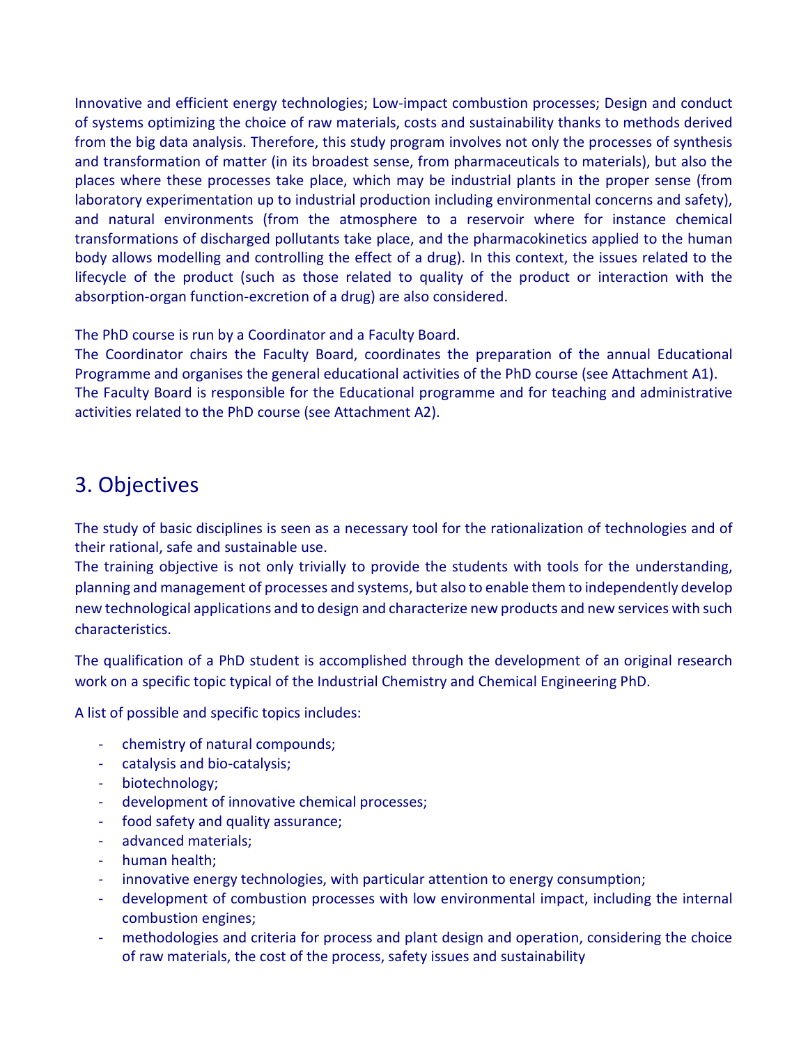Innovative and efficient energy technologies; Low-impact combustion processes; Design and conduct of systems optimizing the choice of raw materials, costs and sustainability thanks to methods derived from the big data analysis. Therefore, this study program involves not only the processes of synthesis and transformation of matter (in its broadest sense, from pharmaceuticals to materials), but also the places where these processes take place, which may be industrial plants in the proper sense (from laboratory experimentation up to industrial production including environmental concerns and safety), and natural environments (from the atmosphere to a reservoir where for instance chemical transformations of discharged pollutants take place, and the pharmacokinetics applied to the human body allows modelling and controlling the effect of a drug). In this context, the issues related to the lifecycle of the product (such as those related to quality of the product or interaction with the absorption-organ function-excretion of a drug) are also considered.

The PhD course is run by a Coordinator and a Faculty Board.
The Coordinator chairs the Faculty Board, coordinates the preparation of the annual Educational Programme and organises the general educational activities of the PhD course (see Attachment A1).
The Faculty Board is responsible for the Educational programme and for teaching and administrative activities related to the PhD course (see Attachment A2).

## 3. Objectives

The study of basic disciplines is seen as a necessary tool for the rationalization of technologies and of their rational, safe and sustainable use.
The training objective is not only trivially to provide the students with tools for the understanding, planning and management of processes and systems, but also to enable them to independently develop new technological applications and to design and characterize new products and new services with such characteristics.

The qualification of a PhD student is accomplished through the development of an original research work on a specific topic typical of the Industrial Chemistry and Chemical Engineering PhD.

A list of possible and specific topics includes:

- chemistry of natural compounds;
- catalysis and bio-catalysis;
- biotechnology;
- development of innovative chemical processes;
- food safety and quality assurance;
- advanced materials;
- human health;
- innovative energy technologies, with particular attention to energy consumption;
- development of combustion processes with low environmental impact, including the internal combustion engines;
- methodologies and criteria for process and plant design and operation, considering the choice of raw materials, the cost of the process, safety issues and sustainability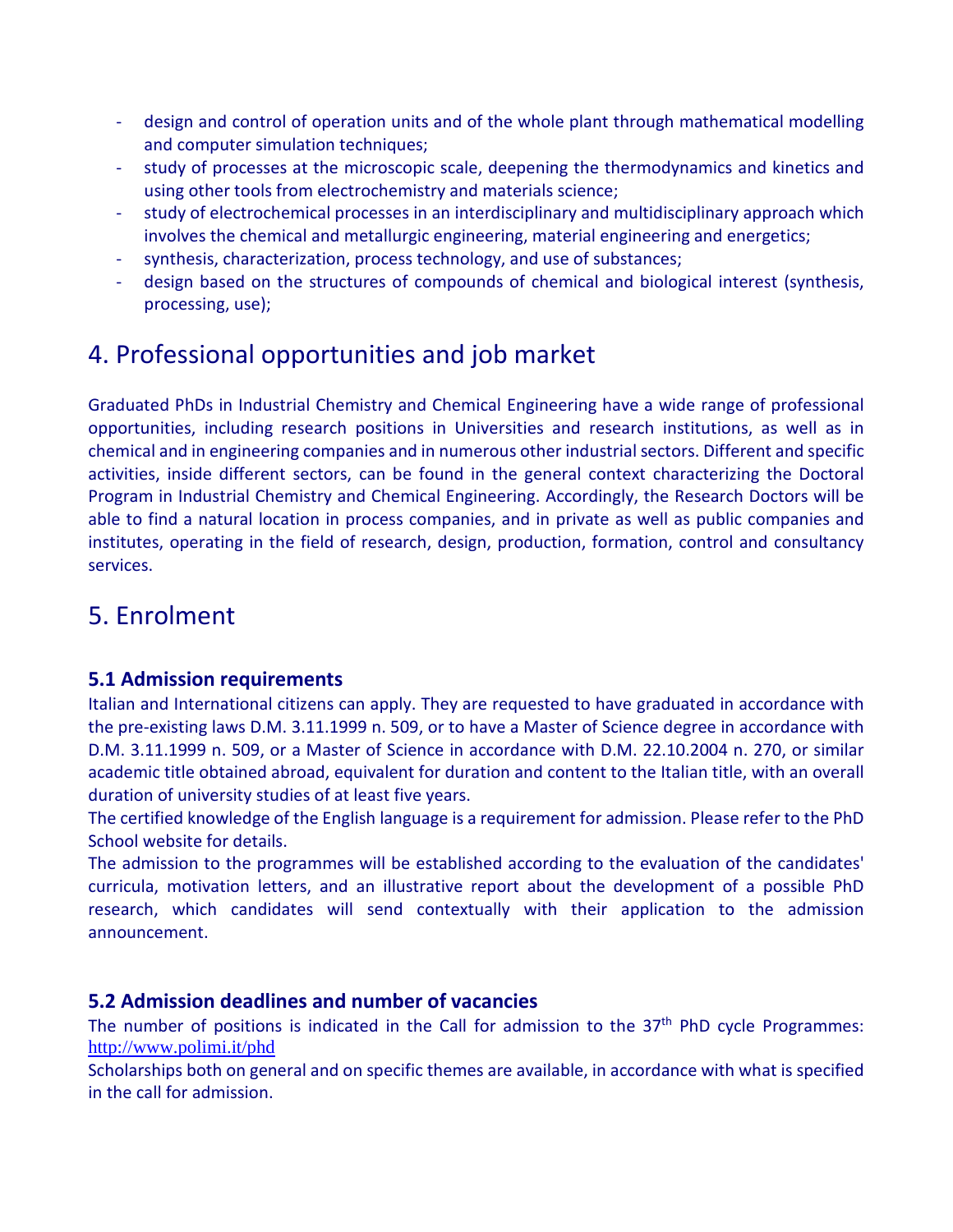- design and control of operation units and of the whole plant through mathematical modelling and computer simulation techniques;
- study of processes at the microscopic scale, deepening the thermodynamics and kinetics and using other tools from electrochemistry and materials science;
- study of electrochemical processes in an interdisciplinary and multidisciplinary approach which involves the chemical and metallurgic engineering, material engineering and energetics;
- synthesis, characterization, process technology, and use of substances;
- design based on the structures of compounds of chemical and biological interest (synthesis, processing, use);

# 4. Professional opportunities and job market

Graduated PhDs in Industrial Chemistry and Chemical Engineering have a wide range of professional opportunities, including research positions in Universities and research institutions, as well as in chemical and in engineering companies and in numerous other industrial sectors. Different and specific activities, inside different sectors, can be found in the general context characterizing the Doctoral Program in Industrial Chemistry and Chemical Engineering. Accordingly, the Research Doctors will be able to find a natural location in process companies, and in private as well as public companies and institutes, operating in the field of research, design, production, formation, control and consultancy services.

# 5. Enrolment

### 5.1 Admission requirements

Italian and International citizens can apply. They are requested to have graduated in accordance with the pre-existing laws D.M. 3.11.1999 n. 509, or to have a Master of Science degree in accordance with D.M. 3.11.1999 n. 509, or a Master of Science in accordance with D.M. 22.10.2004 n. 270, or similar academic title obtained abroad, equivalent for duration and content to the Italian title, with an overall duration of university studies of at least five years.

The certified knowledge of the English language is a requirement for admission. Please refer to the PhD School website for details.

The admission to the programmes will be established according to the evaluation of the candidates' curricula, motivation letters, and an illustrative report about the development of a possible PhD research, which candidates will send contextually with their application to the admission announcement.

### 5.2 Admission deadlines and number of vacancies

The number of positions is indicated in the Call for admission to the 37$^{th}$ PhD cycle Programmes: http://www.polimi.it/phd

Scholarships both on general and on specific themes are available, in accordance with what is specified in the call for admission.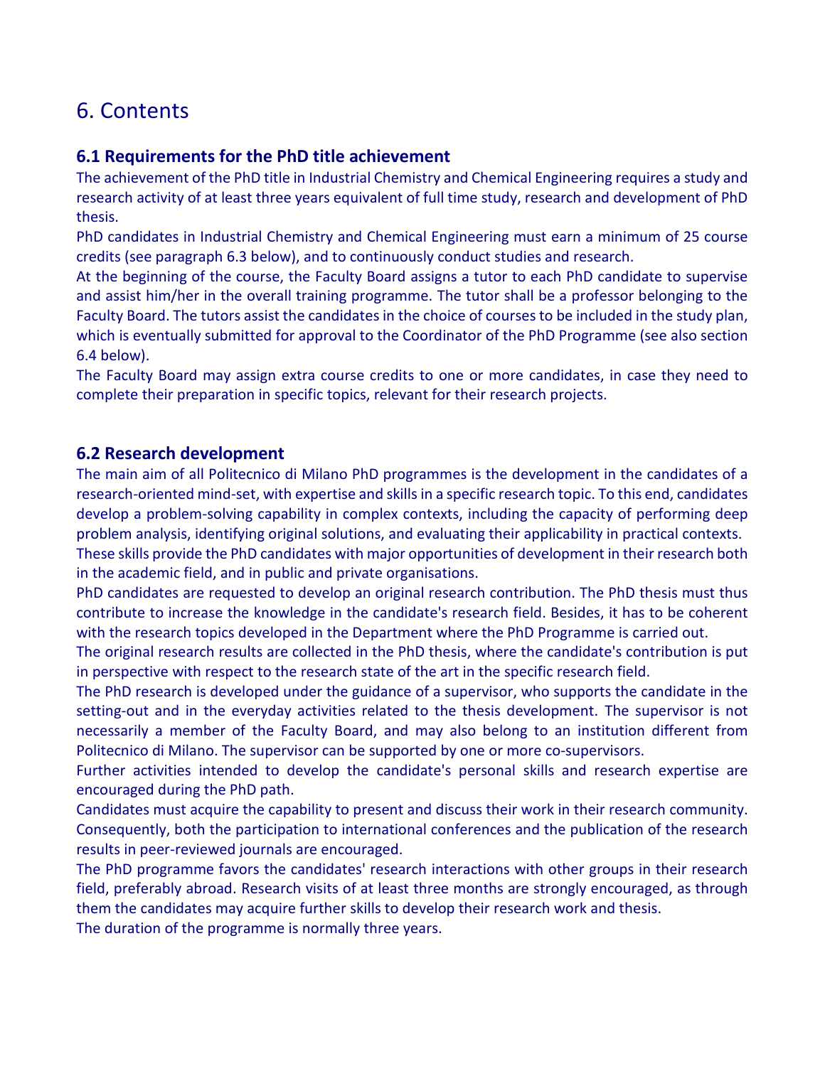# 6. Contents

### 6.1 Requirements for the PhD title achievement

The achievement of the PhD title in Industrial Chemistry and Chemical Engineering requires a study and research activity of at least three years equivalent of full time study, research and development of PhD thesis.

PhD candidates in Industrial Chemistry and Chemical Engineering must earn a minimum of 25 course credits (see paragraph 6.3 below), and to continuously conduct studies and research.

At the beginning of the course, the Faculty Board assigns a tutor to each PhD candidate to supervise and assist him/her in the overall training programme. The tutor shall be a professor belonging to the Faculty Board. The tutors assist the candidates in the choice of courses to be included in the study plan, which is eventually submitted for approval to the Coordinator of the PhD Programme (see also section 6.4 below).

The Faculty Board may assign extra course credits to one or more candidates, in case they need to complete their preparation in specific topics, relevant for their research projects.

### 6.2 Research development

The main aim of all Politecnico di Milano PhD programmes is the development in the candidates of a research-oriented mind-set, with expertise and skills in a specific research topic. To this end, candidates develop a problem-solving capability in complex contexts, including the capacity of performing deep problem analysis, identifying original solutions, and evaluating their applicability in practical contexts. These skills provide the PhD candidates with major opportunities of development in their research both in the academic field, and in public and private organisations.

PhD candidates are requested to develop an original research contribution. The PhD thesis must thus contribute to increase the knowledge in the candidate's research field. Besides, it has to be coherent with the research topics developed in the Department where the PhD Programme is carried out.

The original research results are collected in the PhD thesis, where the candidate's contribution is put in perspective with respect to the research state of the art in the specific research field.

The PhD research is developed under the guidance of a supervisor, who supports the candidate in the setting-out and in the everyday activities related to the thesis development. The supervisor is not necessarily a member of the Faculty Board, and may also belong to an institution different from Politecnico di Milano. The supervisor can be supported by one or more co-supervisors.

Further activities intended to develop the candidate's personal skills and research expertise are encouraged during the PhD path.

Candidates must acquire the capability to present and discuss their work in their research community. Consequently, both the participation to international conferences and the publication of the research results in peer-reviewed journals are encouraged.

The PhD programme favors the candidates' research interactions with other groups in their research field, preferably abroad. Research visits of at least three months are strongly encouraged, as through them the candidates may acquire further skills to develop their research work and thesis.

The duration of the programme is normally three years.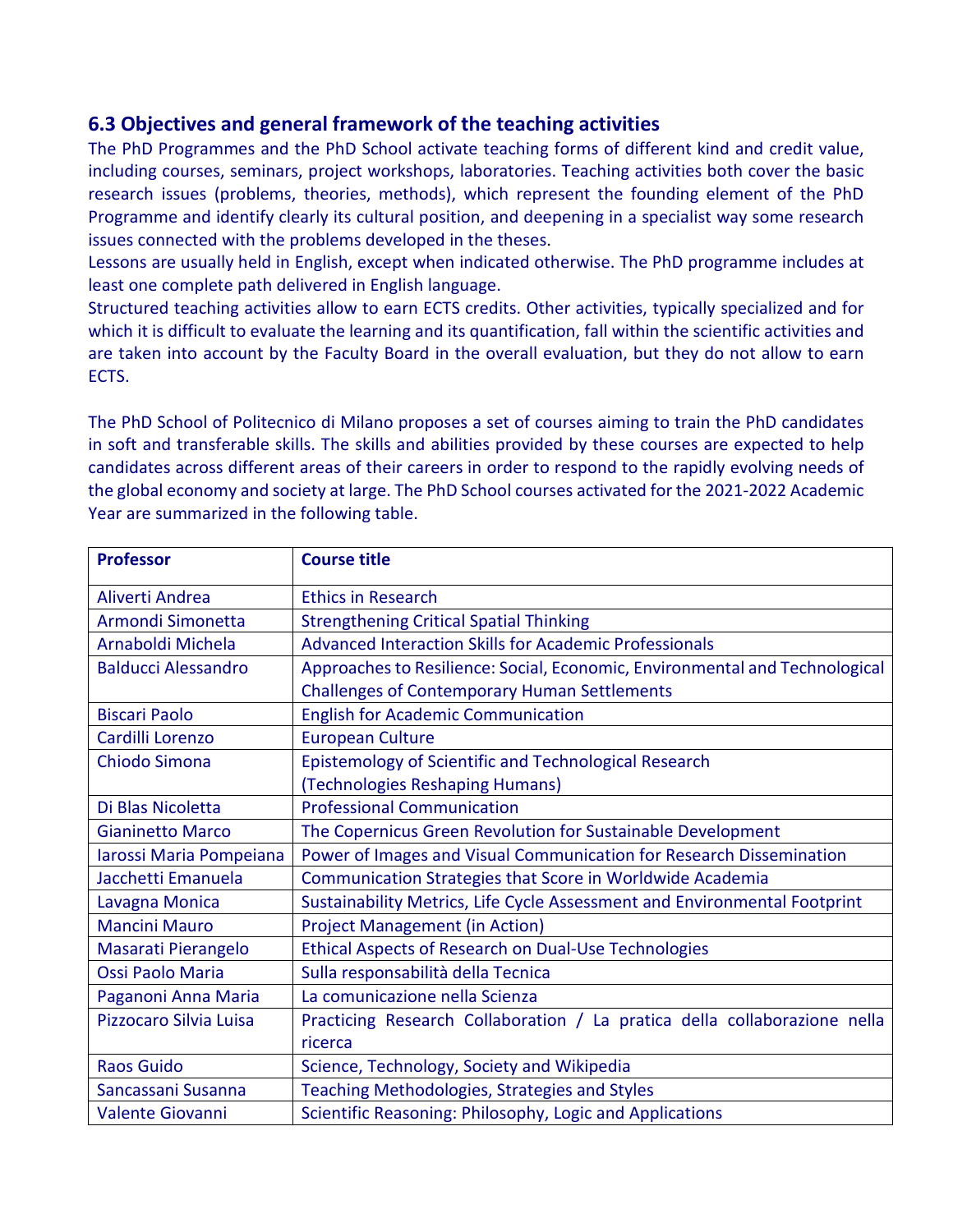### 6.3 Objectives and general framework of the teaching activities

The PhD Programmes and the PhD School activate teaching forms of different kind and credit value, including courses, seminars, project workshops, laboratories. Teaching activities both cover the basic research issues (problems, theories, methods), which represent the founding element of the PhD Programme and identify clearly its cultural position, and deepening in a specialist way some research issues connected with the problems developed in the theses.

Lessons are usually held in English, except when indicated otherwise. The PhD programme includes at least one complete path delivered in English language.

Structured teaching activities allow to earn ECTS credits. Other activities, typically specialized and for which it is difficult to evaluate the learning and its quantification, fall within the scientific activities and are taken into account by the Faculty Board in the overall evaluation, but they do not allow to earn ECTS.

The PhD School of Politecnico di Milano proposes a set of courses aiming to train the PhD candidates in soft and transferable skills. The skills and abilities provided by these courses are expected to help candidates across different areas of their careers in order to respond to the rapidly evolving needs of the global economy and society at large. The PhD School courses activated for the 2021-2022 Academic Year are summarized in the following table.

| **Professor** | **Course title** |
|---|---|
| Aliverti Andrea | Ethics in Research |
| Armondi Simonetta | Strengthening Critical Spatial Thinking |
| Arnaboldi Michela | Advanced Interaction Skills for Academic Professionals |
| Balducci Alessandro | Approaches to Resilience: Social, Economic, Environmental and Technological Challenges of Contemporary Human Settlements |
| Biscari Paolo | English for Academic Communication |
| Cardilli Lorenzo | European Culture |
| Chiodo Simona | Epistemology of Scientific and Technological Research (Technologies Reshaping Humans) |
| Di Blas Nicoletta | Professional Communication |
| Gianinetto Marco | The Copernicus Green Revolution for Sustainable Development |
| Iarossi Maria Pompeiana | Power of Images and Visual Communication for Research Dissemination |
| Jacchetti Emanuela | Communication Strategies that Score in Worldwide Academia |
| Lavagna Monica | Sustainability Metrics, Life Cycle Assessment and Environmental Footprint |
| Mancini Mauro | Project Management (in Action) |
| Masarati Pierangelo | Ethical Aspects of Research on Dual-Use Technologies |
| Ossi Paolo Maria | Sulla responsabilità della Tecnica |
| Paganoni Anna Maria | La comunicazione nella Scienza |
| Pizzocaro Silvia Luisa | Practicing Research Collaboration / La pratica della collaborazione nella ricerca |
| Raos Guido | Science, Technology, Society and Wikipedia |
| Sancassani Susanna | Teaching Methodologies, Strategies and Styles |
| Valente Giovanni | Scientific Reasoning: Philosophy, Logic and Applications |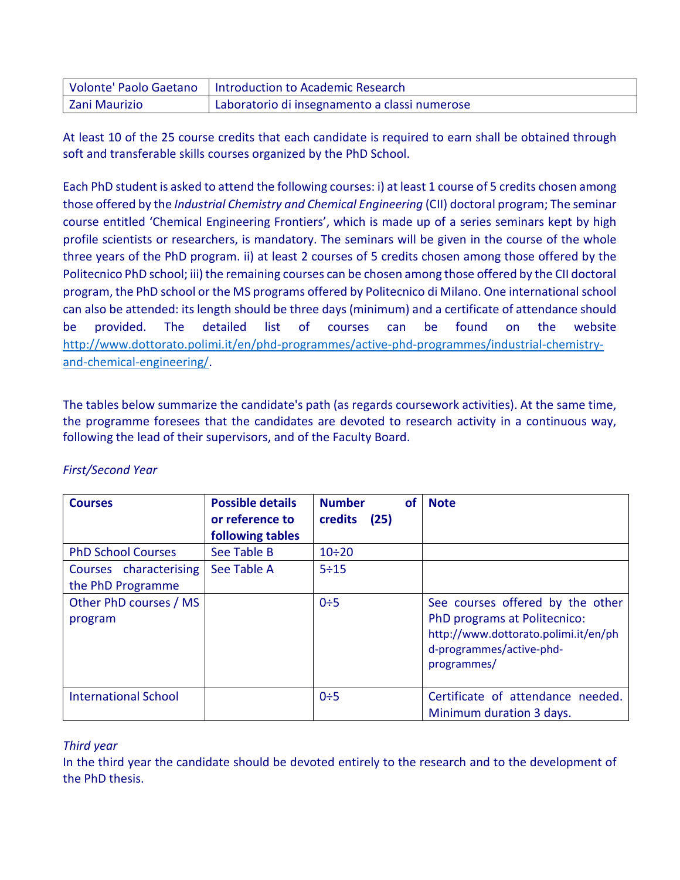| Volonte' Paolo Gaetano | Introduction to Academic Research |
|---|---|
| Zani Maurizio | Laboratorio di insegnamento a classi numerose |

At least 10 of the 25 course credits that each candidate is required to earn shall be obtained through soft and transferable skills courses organized by the PhD School.

Each PhD student is asked to attend the following courses: i) at least 1 course of 5 credits chosen among those offered by the *Industrial Chemistry and Chemical Engineering* (CII) doctoral program; The seminar course entitled 'Chemical Engineering Frontiers', which is made up of a series seminars kept by high profile scientists or researchers, is mandatory. The seminars will be given in the course of the whole three years of the PhD program. ii) at least 2 courses of 5 credits chosen among those offered by the Politecnico PhD school; iii) the remaining courses can be chosen among those offered by the CII doctoral program, the PhD school or the MS programs offered by Politecnico di Milano. One international school can also be attended: its length should be three days (minimum) and a certificate of attendance should be provided. The detailed list of courses can be found on the website http://www.dottorato.polimi.it/en/phd-programmes/active-phd-programmes/industrial-chemistry-and-chemical-engineering/.

The tables below summarize the candidate's path (as regards coursework activities). At the same time, the programme foresees that the candidates are devoted to research activity in a continuous way, following the lead of their supervisors, and of the Faculty Board.

*First/Second Year*

| **Courses** | **Possible details or reference to following tables** | **Number of credits (25)** | **Note** |
|---|---|---|---|
| PhD School Courses | See Table B | 10÷20 | |
| Courses characterising the PhD Programme | See Table A | 5÷15 | |
| Other PhD courses / MS program | | 0÷5 | See courses offered by the other PhD programs at Politecnico: http://www.dottorato.polimi.it/en/phd-programmes/active-phd-programmes/ |
| International School | | 0÷5 | Certificate of attendance needed. Minimum duration 3 days. |

*Third year*

In the third year the candidate should be devoted entirely to the research and to the development of the PhD thesis.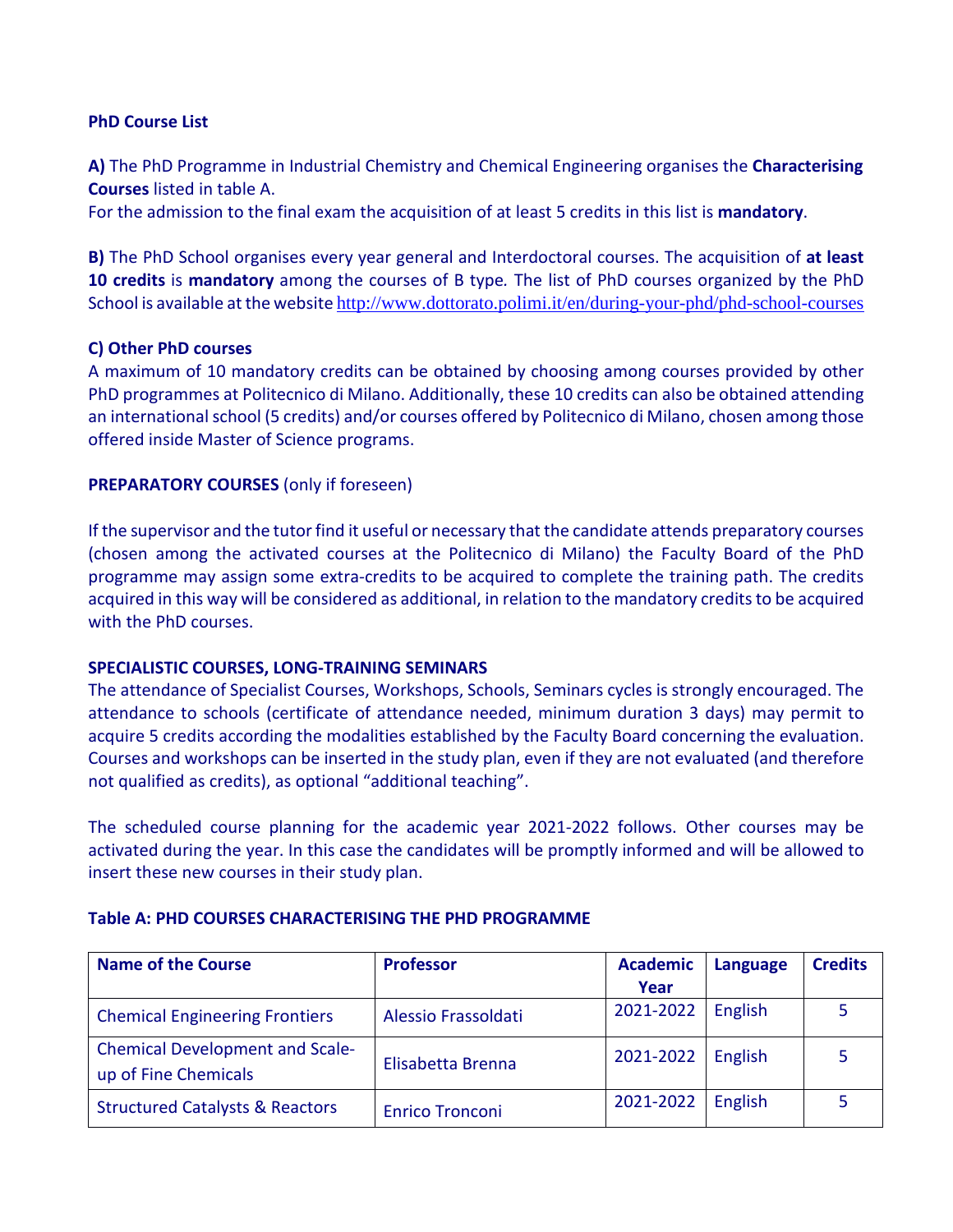**PhD Course List**

**A)** The PhD Programme in Industrial Chemistry and Chemical Engineering organises the **Characterising Courses** listed in table A.
For the admission to the final exam the acquisition of at least 5 credits in this list is **mandatory**.

**B)** The PhD School organises every year general and Interdoctoral courses. The acquisition of **at least 10 credits** is **mandatory** among the courses of B type. The list of PhD courses organized by the PhD School is available at the website http://www.dottorato.polimi.it/en/during-your-phd/phd-school-courses

**C) Other PhD courses**
A maximum of 10 mandatory credits can be obtained by choosing among courses provided by other PhD programmes at Politecnico di Milano. Additionally, these 10 credits can also be obtained attending an international school (5 credits) and/or courses offered by Politecnico di Milano, chosen among those offered inside Master of Science programs.

**PREPARATORY COURSES** (only if foreseen)

If the supervisor and the tutor find it useful or necessary that the candidate attends preparatory courses (chosen among the activated courses at the Politecnico di Milano) the Faculty Board of the PhD programme may assign some extra-credits to be acquired to complete the training path. The credits acquired in this way will be considered as additional, in relation to the mandatory credits to be acquired with the PhD courses.

**SPECIALISTIC COURSES, LONG-TRAINING SEMINARS**
The attendance of Specialist Courses, Workshops, Schools, Seminars cycles is strongly encouraged. The attendance to schools (certificate of attendance needed, minimum duration 3 days) may permit to acquire 5 credits according the modalities established by the Faculty Board concerning the evaluation. Courses and workshops can be inserted in the study plan, even if they are not evaluated (and therefore not qualified as credits), as optional "additional teaching".

The scheduled course planning for the academic year 2021-2022 follows. Other courses may be activated during the year. In this case the candidates will be promptly informed and will be allowed to insert these new courses in their study plan.

**Table A: PHD COURSES CHARACTERISING THE PHD PROGRAMME**

| Name of the Course | Professor | Academic Year | Language | Credits |
|---|---|---|---|---|
| Chemical Engineering Frontiers | Alessio Frassoldati | 2021-2022 | English | 5 |
| Chemical Development and Scale-up of Fine Chemicals | Elisabetta Brenna | 2021-2022 | English | 5 |
| Structured Catalysts & Reactors | Enrico Tronconi | 2021-2022 | English | 5 |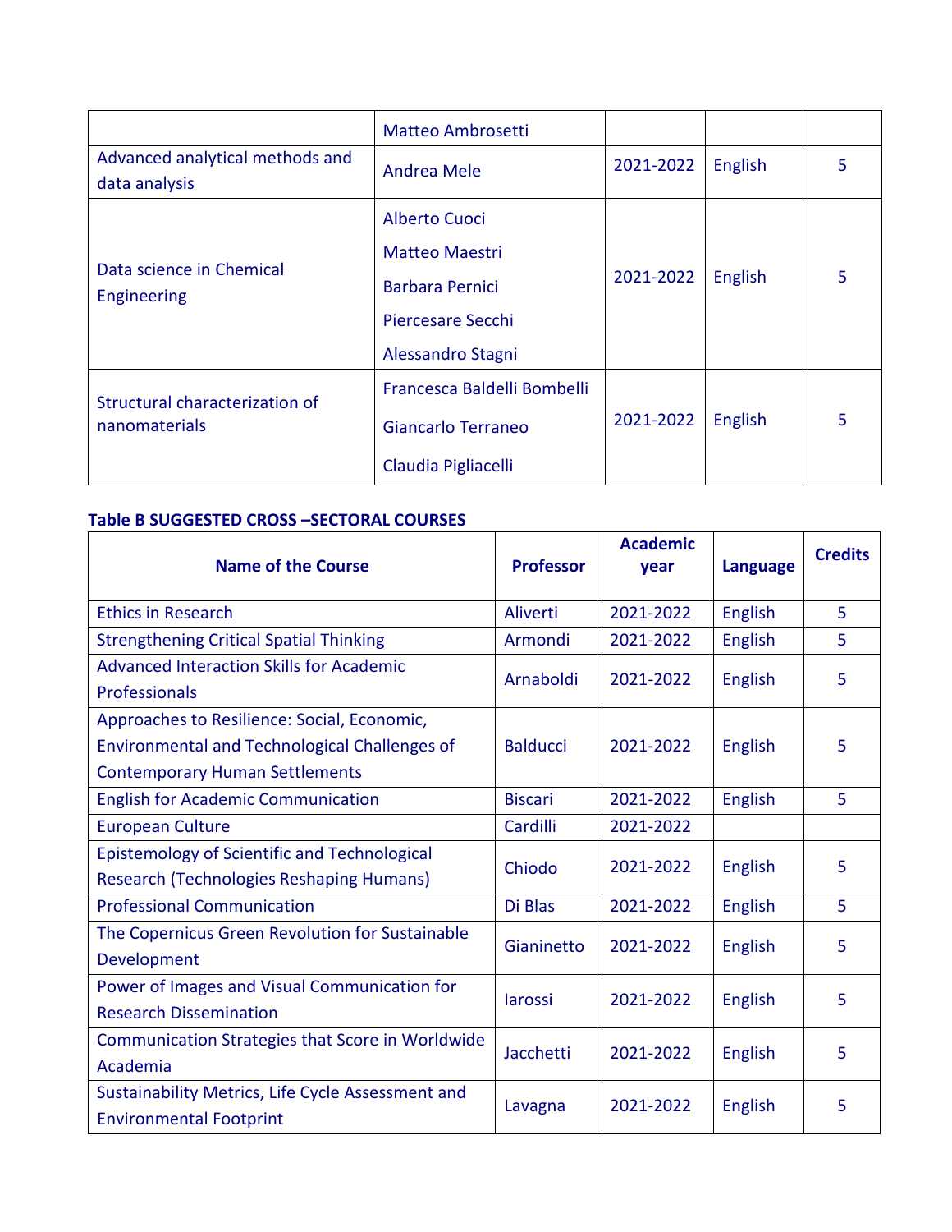| | | | | |
|---|---|---|---|---|
| | Matteo Ambrosetti | | | |
| Advanced analytical methods and data analysis | Andrea Mele | 2021-2022 | English | 5 |
| Data science in Chemical Engineering | Alberto Cuoci<br>Matteo Maestri<br>Barbara Pernici<br>Piercesare Secchi<br>Alessandro Stagni | 2021-2022 | English | 5 |
| Structural characterization of nanomaterials | Francesca Baldelli Bombelli<br>Giancarlo Terraneo<br>Claudia Pigliacelli | 2021-2022 | English | 5 |

**Table B SUGGESTED CROSS –SECTORAL COURSES**

| Name of the Course | Professor | Academic year | Language | Credits |
|---|---|---|---|---|
| Ethics in Research | Aliverti | 2021-2022 | English | 5 |
| Strengthening Critical Spatial Thinking | Armondi | 2021-2022 | English | 5 |
| Advanced Interaction Skills for Academic Professionals | Arnaboldi | 2021-2022 | English | 5 |
| Approaches to Resilience: Social, Economic, Environmental and Technological Challenges of Contemporary Human Settlements | Balducci | 2021-2022 | English | 5 |
| English for Academic Communication | Biscari | 2021-2022 | English | 5 |
| European Culture | Cardilli | 2021-2022 | | |
| Epistemology of Scientific and Technological Research (Technologies Reshaping Humans) | Chiodo | 2021-2022 | English | 5 |
| Professional Communication | Di Blas | 2021-2022 | English | 5 |
| The Copernicus Green Revolution for Sustainable Development | Gianinetto | 2021-2022 | English | 5 |
| Power of Images and Visual Communication for Research Dissemination | Iarossi | 2021-2022 | English | 5 |
| Communication Strategies that Score in Worldwide Academia | Jacchetti | 2021-2022 | English | 5 |
| Sustainability Metrics, Life Cycle Assessment and Environmental Footprint | Lavagna | 2021-2022 | English | 5 |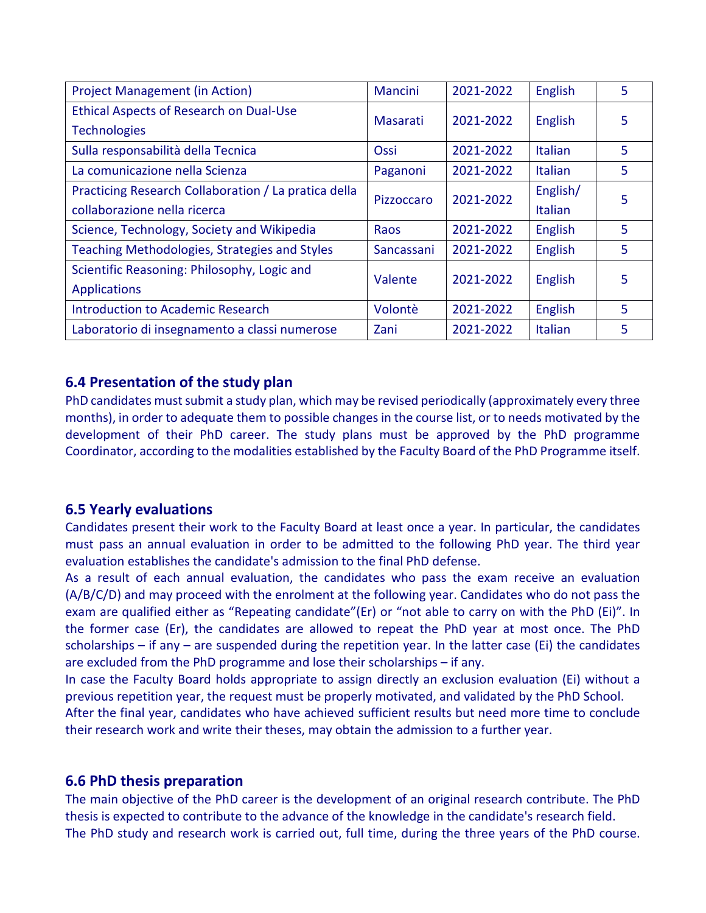| Project Management (in Action) | Mancini | 2021-2022 | English | 5 |
|---|---|---|---|---|
| Ethical Aspects of Research on Dual-Use Technologies | Masarati | 2021-2022 | English | 5 |
| Sulla responsabilità della Tecnica | Ossi | 2021-2022 | Italian | 5 |
| La comunicazione nella Scienza | Paganoni | 2021-2022 | Italian | 5 |
| Practicing Research Collaboration / La pratica della collaborazione nella ricerca | Pizzoccaro | 2021-2022 | English/ Italian | 5 |
| Science, Technology, Society and Wikipedia | Raos | 2021-2022 | English | 5 |
| Teaching Methodologies, Strategies and Styles | Sancassani | 2021-2022 | English | 5 |
| Scientific Reasoning: Philosophy, Logic and Applications | Valente | 2021-2022 | English | 5 |
| Introduction to Academic Research | Volontè | 2021-2022 | English | 5 |
| Laboratorio di insegnamento a classi numerose | Zani | 2021-2022 | Italian | 5 |

## 6.4 Presentation of the study plan

PhD candidates must submit a study plan, which may be revised periodically (approximately every three months), in order to adequate them to possible changes in the course list, or to needs motivated by the development of their PhD career. The study plans must be approved by the PhD programme Coordinator, according to the modalities established by the Faculty Board of the PhD Programme itself.

## 6.5 Yearly evaluations

Candidates present their work to the Faculty Board at least once a year. In particular, the candidates must pass an annual evaluation in order to be admitted to the following PhD year. The third year evaluation establishes the candidate's admission to the final PhD defense.

As a result of each annual evaluation, the candidates who pass the exam receive an evaluation (A/B/C/D) and may proceed with the enrolment at the following year. Candidates who do not pass the exam are qualified either as "Repeating candidate"(Er) or "not able to carry on with the PhD (Ei)". In the former case (Er), the candidates are allowed to repeat the PhD year at most once. The PhD scholarships – if any – are suspended during the repetition year. In the latter case (Ei) the candidates are excluded from the PhD programme and lose their scholarships – if any.

In case the Faculty Board holds appropriate to assign directly an exclusion evaluation (Ei) without a previous repetition year, the request must be properly motivated, and validated by the PhD School.

After the final year, candidates who have achieved sufficient results but need more time to conclude their research work and write their theses, may obtain the admission to a further year.

## 6.6 PhD thesis preparation

The main objective of the PhD career is the development of an original research contribute. The PhD thesis is expected to contribute to the advance of the knowledge in the candidate's research field.

The PhD study and research work is carried out, full time, during the three years of the PhD course.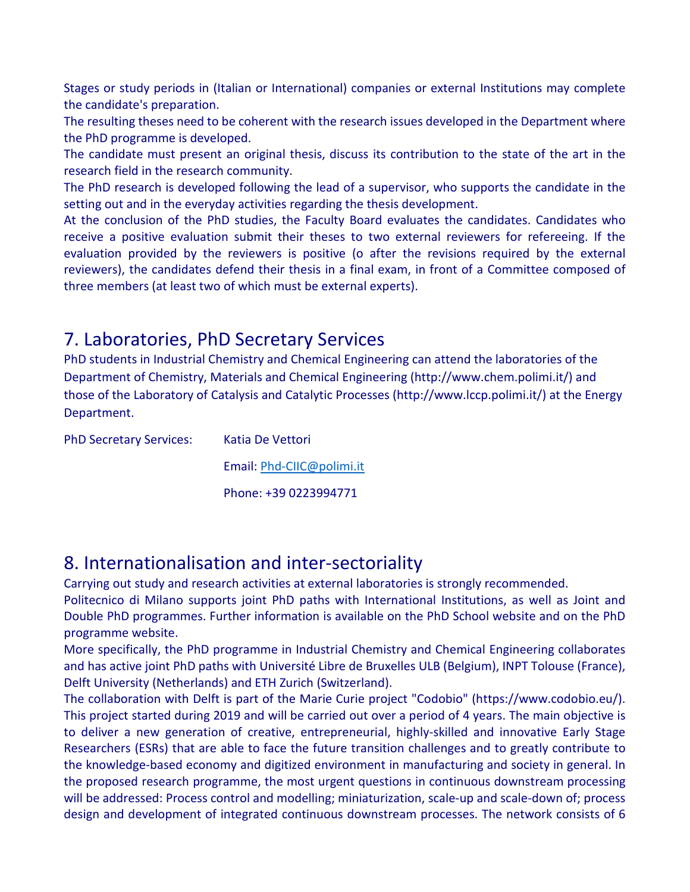Stages or study periods in (Italian or International) companies or external Institutions may complete the candidate's preparation.

The resulting theses need to be coherent with the research issues developed in the Department where the PhD programme is developed.

The candidate must present an original thesis, discuss its contribution to the state of the art in the research field in the research community.

The PhD research is developed following the lead of a supervisor, who supports the candidate in the setting out and in the everyday activities regarding the thesis development.

At the conclusion of the PhD studies, the Faculty Board evaluates the candidates. Candidates who receive a positive evaluation submit their theses to two external reviewers for refereeing. If the evaluation provided by the reviewers is positive (o after the revisions required by the external reviewers), the candidates defend their thesis in a final exam, in front of a Committee composed of three members (at least two of which must be external experts).

## 7. Laboratories, PhD Secretary Services

PhD students in Industrial Chemistry and Chemical Engineering can attend the laboratories of the Department of Chemistry, Materials and Chemical Engineering (http://www.chem.polimi.it/) and those of the Laboratory of Catalysis and Catalytic Processes (http://www.lccp.polimi.it/) at the Energy Department.

PhD Secretary Services: Katia De Vettori

Email: Phd-CIIC@polimi.it

Phone: +39 0223994771

## 8. Internationalisation and inter-sectoriality

Carrying out study and research activities at external laboratories is strongly recommended.

Politecnico di Milano supports joint PhD paths with International Institutions, as well as Joint and Double PhD programmes. Further information is available on the PhD School website and on the PhD programme website.

More specifically, the PhD programme in Industrial Chemistry and Chemical Engineering collaborates and has active joint PhD paths with Université Libre de Bruxelles ULB (Belgium), INPT Tolouse (France), Delft University (Netherlands) and ETH Zurich (Switzerland).

The collaboration with Delft is part of the Marie Curie project "Codobio" (https://www.codobio.eu/). This project started during 2019 and will be carried out over a period of 4 years. The main objective is to deliver a new generation of creative, entrepreneurial, highly-skilled and innovative Early Stage Researchers (ESRs) that are able to face the future transition challenges and to greatly contribute to the knowledge-based economy and digitized environment in manufacturing and society in general. In the proposed research programme, the most urgent questions in continuous downstream processing will be addressed: Process control and modelling; miniaturization, scale-up and scale-down of; process design and development of integrated continuous downstream processes. The network consists of 6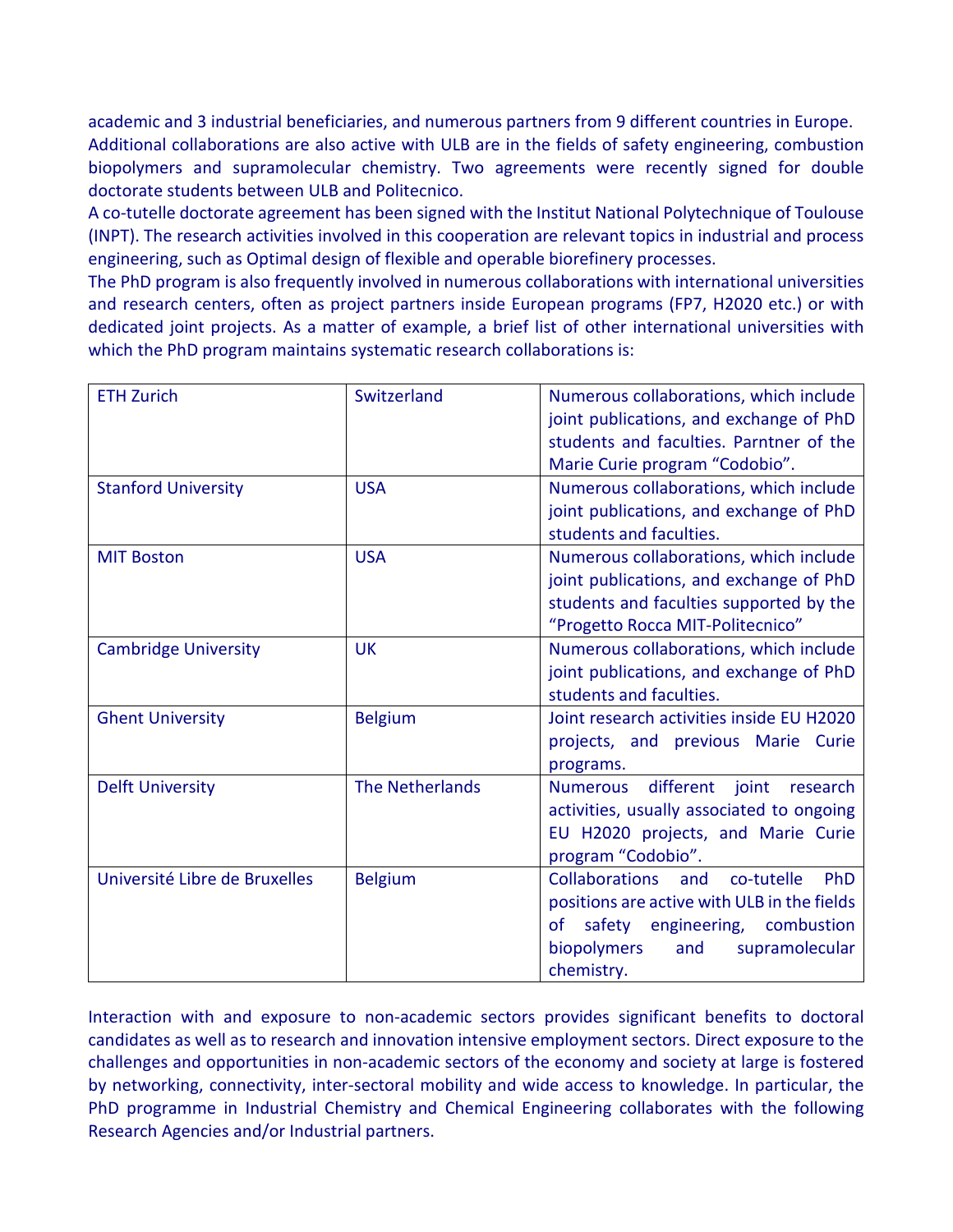academic and 3 industrial beneficiaries, and numerous partners from 9 different countries in Europe.
Additional collaborations are also active with ULB are in the fields of safety engineering, combustion biopolymers and supramolecular chemistry. Two agreements were recently signed for double doctorate students between ULB and Politecnico.
A co-tutelle doctorate agreement has been signed with the Institut National Polytechnique of Toulouse (INPT). The research activities involved in this cooperation are relevant topics in industrial and process engineering, such as Optimal design of flexible and operable biorefinery processes.
The PhD program is also frequently involved in numerous collaborations with international universities and research centers, often as project partners inside European programs (FP7, H2020 etc.) or with dedicated joint projects. As a matter of example, a brief list of other international universities with which the PhD program maintains systematic research collaborations is:

| | | |
|---|---|---|
| ETH Zurich | Switzerland | Numerous collaborations, which include joint publications, and exchange of PhD students and faculties. Parntner of the Marie Curie program "Codobio". |
| Stanford University | USA | Numerous collaborations, which include joint publications, and exchange of PhD students and faculties. |
| MIT Boston | USA | Numerous collaborations, which include joint publications, and exchange of PhD students and faculties supported by the "Progetto Rocca MIT-Politecnico" |
| Cambridge University | UK | Numerous collaborations, which include joint publications, and exchange of PhD students and faculties. |
| Ghent University | Belgium | Joint research activities inside EU H2020 projects, and previous Marie Curie programs. |
| Delft University | The Netherlands | Numerous different joint research activities, usually associated to ongoing EU H2020 projects, and Marie Curie program "Codobio". |
| Université Libre de Bruxelles | Belgium | Collaborations and co-tutelle PhD positions are active with ULB in the fields of safety engineering, combustion biopolymers and supramolecular chemistry. |

Interaction with and exposure to non-academic sectors provides significant benefits to doctoral candidates as well as to research and innovation intensive employment sectors. Direct exposure to the challenges and opportunities in non-academic sectors of the economy and society at large is fostered by networking, connectivity, inter-sectoral mobility and wide access to knowledge. In particular, the PhD programme in Industrial Chemistry and Chemical Engineering collaborates with the following Research Agencies and/or Industrial partners.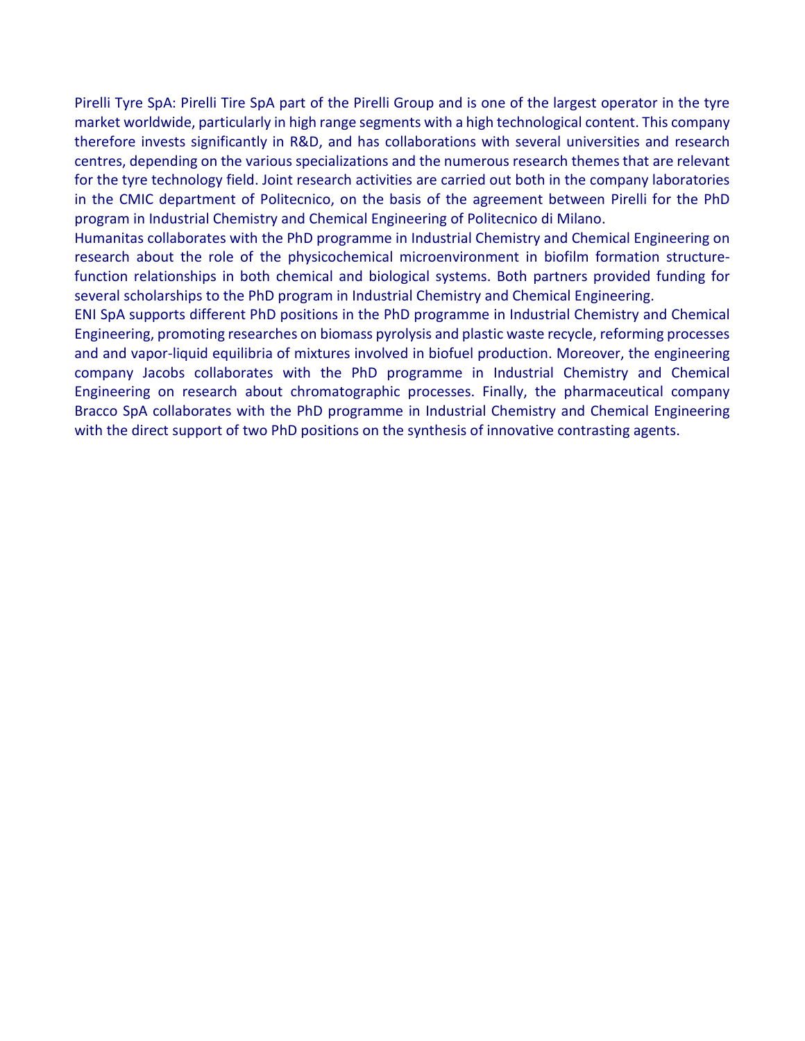Pirelli Tyre SpA: Pirelli Tire SpA part of the Pirelli Group and is one of the largest operator in the tyre market worldwide, particularly in high range segments with a high technological content. This company therefore invests significantly in R&D, and has collaborations with several universities and research centres, depending on the various specializations and the numerous research themes that are relevant for the tyre technology field. Joint research activities are carried out both in the company laboratories in the CMIC department of Politecnico, on the basis of the agreement between Pirelli for the PhD program in Industrial Chemistry and Chemical Engineering of Politecnico di Milano.

Humanitas collaborates with the PhD programme in Industrial Chemistry and Chemical Engineering on research about the role of the physicochemical microenvironment in biofilm formation structure-function relationships in both chemical and biological systems. Both partners provided funding for several scholarships to the PhD program in Industrial Chemistry and Chemical Engineering.

ENI SpA supports different PhD positions in the PhD programme in Industrial Chemistry and Chemical Engineering, promoting researches on biomass pyrolysis and plastic waste recycle, reforming processes and and vapor-liquid equilibria of mixtures involved in biofuel production. Moreover, the engineering company Jacobs collaborates with the PhD programme in Industrial Chemistry and Chemical Engineering on research about chromatographic processes. Finally, the pharmaceutical company Bracco SpA collaborates with the PhD programme in Industrial Chemistry and Chemical Engineering with the direct support of two PhD positions on the synthesis of innovative contrasting agents.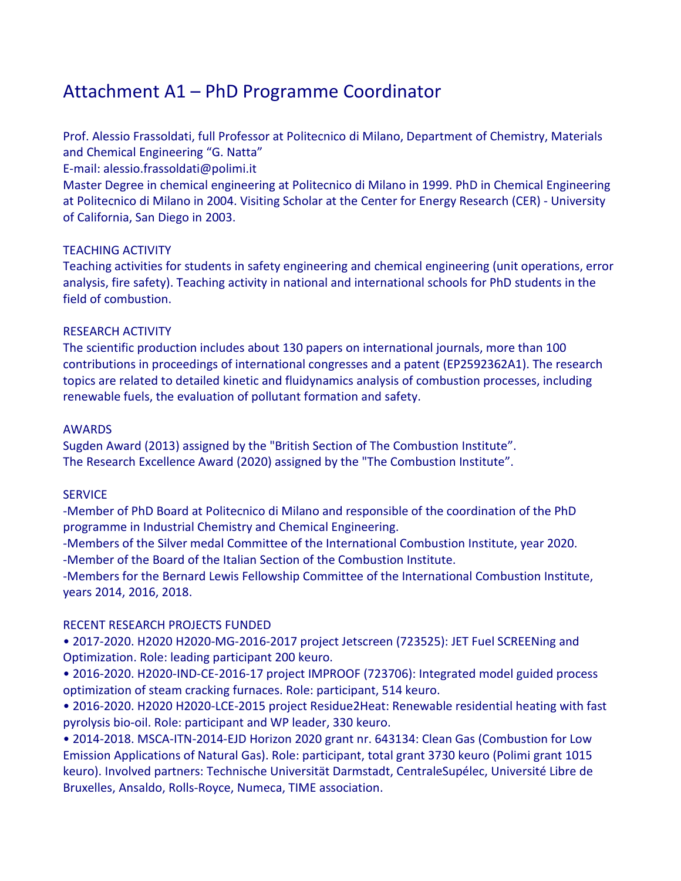# Attachment A1 – PhD Programme Coordinator

Prof. Alessio Frassoldati, full Professor at Politecnico di Milano, Department of Chemistry, Materials and Chemical Engineering "G. Natta"

E-mail: alessio.frassoldati@polimi.it

Master Degree in chemical engineering at Politecnico di Milano in 1999. PhD in Chemical Engineering at Politecnico di Milano in 2004. Visiting Scholar at the Center for Energy Research (CER) - University of California, San Diego in 2003.

## TEACHING ACTIVITY

Teaching activities for students in safety engineering and chemical engineering (unit operations, error analysis, fire safety). Teaching activity in national and international schools for PhD students in the field of combustion.

## RESEARCH ACTIVITY

The scientific production includes about 130 papers on international journals, more than 100 contributions in proceedings of international congresses and a patent (EP2592362A1). The research topics are related to detailed kinetic and fluidynamics analysis of combustion processes, including renewable fuels, the evaluation of pollutant formation and safety.

## AWARDS

Sugden Award (2013) assigned by the "British Section of The Combustion Institute".

The Research Excellence Award (2020) assigned by the "The Combustion Institute".

## SERVICE

-Member of PhD Board at Politecnico di Milano and responsible of the coordination of the PhD programme in Industrial Chemistry and Chemical Engineering.

-Members of the Silver medal Committee of the International Combustion Institute, year 2020.

-Member of the Board of the Italian Section of the Combustion Institute.

-Members for the Bernard Lewis Fellowship Committee of the International Combustion Institute, years 2014, 2016, 2018.

## RECENT RESEARCH PROJECTS FUNDED

- 2017-2020. H2020 H2020-MG-2016-2017 project Jetscreen (723525): JET Fuel SCREENing and Optimization. Role: leading participant 200 keuro.
- 2016-2020. H2020-IND-CE-2016-17 project IMPROOF (723706): Integrated model guided process optimization of steam cracking furnaces. Role: participant, 514 keuro.
- 2016-2020. H2020 H2020-LCE-2015 project Residue2Heat: Renewable residential heating with fast pyrolysis bio-oil. Role: participant and WP leader, 330 keuro.
- 2014-2018. MSCA-ITN-2014-EJD Horizon 2020 grant nr. 643134: Clean Gas (Combustion for Low Emission Applications of Natural Gas). Role: participant, total grant 3730 keuro (Polimi grant 1015 keuro). Involved partners: Technische Universität Darmstadt, CentraleSupélec, Université Libre de Bruxelles, Ansaldo, Rolls-Royce, Numeca, TIME association.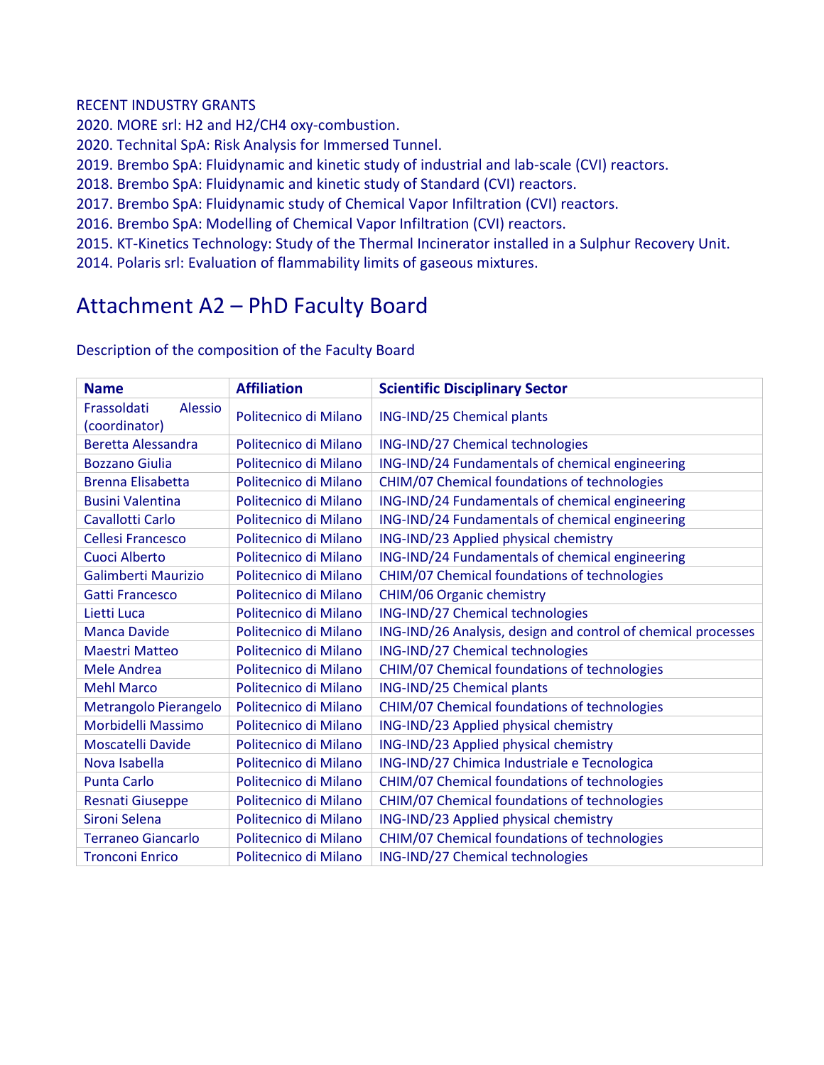RECENT INDUSTRY GRANTS

2020. MORE srl: H2 and H2/CH4 oxy-combustion.
2020. Technital SpA: Risk Analysis for Immersed Tunnel.
2019. Brembo SpA: Fluidynamic and kinetic study of industrial and lab-scale (CVI) reactors.
2018. Brembo SpA: Fluidynamic and kinetic study of Standard (CVI) reactors.
2017. Brembo SpA: Fluidynamic study of Chemical Vapor Infiltration (CVI) reactors.
2016. Brembo SpA: Modelling of Chemical Vapor Infiltration (CVI) reactors.
2015. KT-Kinetics Technology: Study of the Thermal Incinerator installed in a Sulphur Recovery Unit.
2014. Polaris srl: Evaluation of flammability limits of gaseous mixtures.

# Attachment A2 – PhD Faculty Board

Description of the composition of the Faculty Board

| Name | Affiliation | Scientific Disciplinary Sector |
|---|---|---|
| Frassoldati Alessio (coordinator) | Politecnico di Milano | ING-IND/25 Chemical plants |
| Beretta Alessandra | Politecnico di Milano | ING-IND/27 Chemical technologies |
| Bozzano Giulia | Politecnico di Milano | ING-IND/24 Fundamentals of chemical engineering |
| Brenna Elisabetta | Politecnico di Milano | CHIM/07 Chemical foundations of technologies |
| Busini Valentina | Politecnico di Milano | ING-IND/24 Fundamentals of chemical engineering |
| Cavallotti Carlo | Politecnico di Milano | ING-IND/24 Fundamentals of chemical engineering |
| Cellesi Francesco | Politecnico di Milano | ING-IND/23 Applied physical chemistry |
| Cuoci Alberto | Politecnico di Milano | ING-IND/24 Fundamentals of chemical engineering |
| Galimberti Maurizio | Politecnico di Milano | CHIM/07 Chemical foundations of technologies |
| Gatti Francesco | Politecnico di Milano | CHIM/06 Organic chemistry |
| Lietti Luca | Politecnico di Milano | ING-IND/27 Chemical technologies |
| Manca Davide | Politecnico di Milano | ING-IND/26 Analysis, design and control of chemical processes |
| Maestri Matteo | Politecnico di Milano | ING-IND/27 Chemical technologies |
| Mele Andrea | Politecnico di Milano | CHIM/07 Chemical foundations of technologies |
| Mehl Marco | Politecnico di Milano | ING-IND/25 Chemical plants |
| Metrangolo Pierangelo | Politecnico di Milano | CHIM/07 Chemical foundations of technologies |
| Morbidelli Massimo | Politecnico di Milano | ING-IND/23 Applied physical chemistry |
| Moscatelli Davide | Politecnico di Milano | ING-IND/23 Applied physical chemistry |
| Nova Isabella | Politecnico di Milano | ING-IND/27 Chimica Industriale e Tecnologica |
| Punta Carlo | Politecnico di Milano | CHIM/07 Chemical foundations of technologies |
| Resnati Giuseppe | Politecnico di Milano | CHIM/07 Chemical foundations of technologies |
| Sironi Selena | Politecnico di Milano | ING-IND/23 Applied physical chemistry |
| Terraneo Giancarlo | Politecnico di Milano | CHIM/07 Chemical foundations of technologies |
| Tronconi Enrico | Politecnico di Milano | ING-IND/27 Chemical technologies |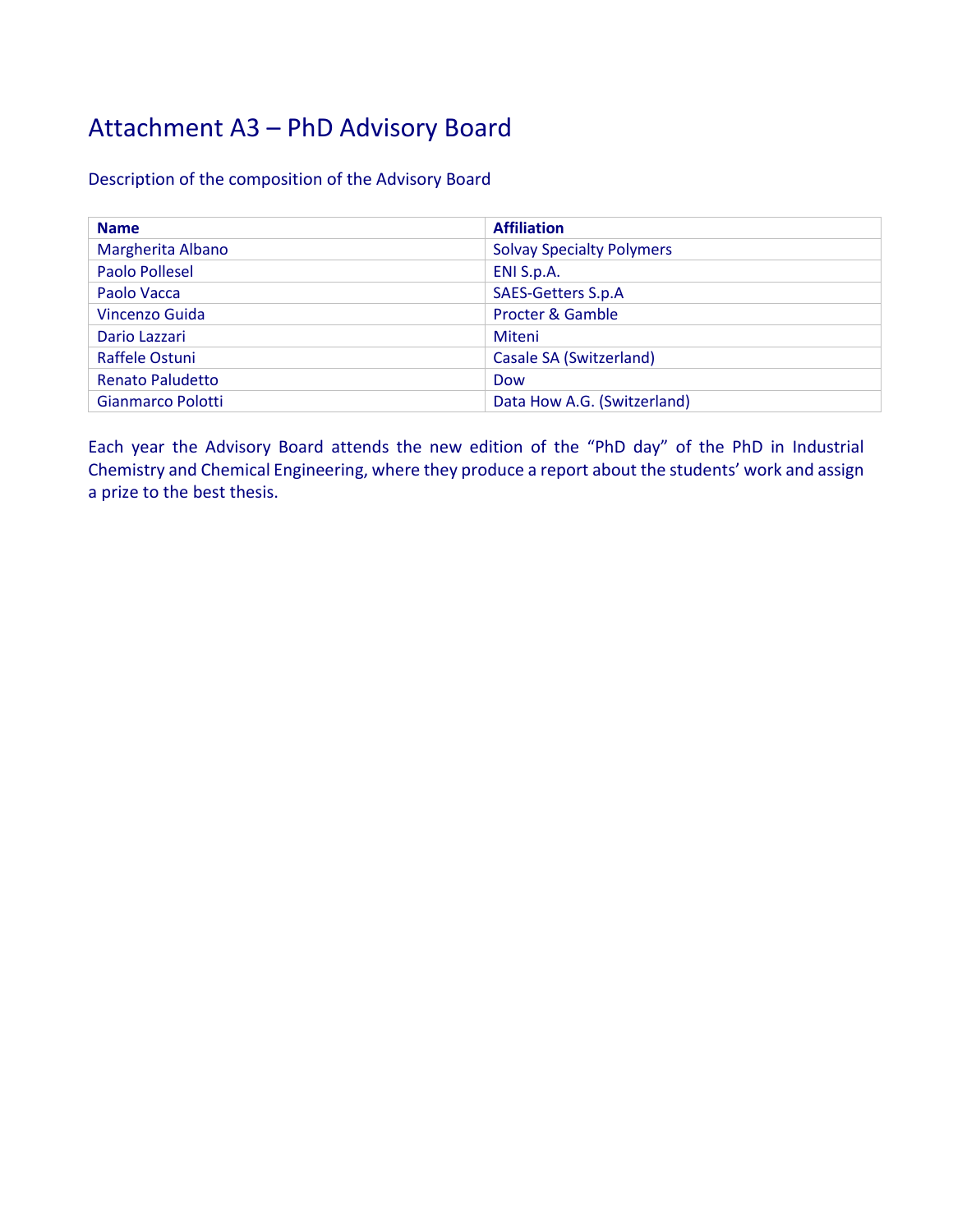# Attachment A3 – PhD Advisory Board

Description of the composition of the Advisory Board

| Name | Affiliation |
|---|---|
| Margherita Albano | Solvay Specialty Polymers |
| Paolo Pollesel | ENI S.p.A. |
| Paolo Vacca | SAES-Getters S.p.A |
| Vincenzo Guida | Procter & Gamble |
| Dario Lazzari | Miteni |
| Raffele Ostuni | Casale SA (Switzerland) |
| Renato Paludetto | Dow |
| Gianmarco Polotti | Data How A.G. (Switzerland) |

Each year the Advisory Board attends the new edition of the “PhD day” of the PhD in Industrial Chemistry and Chemical Engineering, where they produce a report about the students’ work and assign a prize to the best thesis.